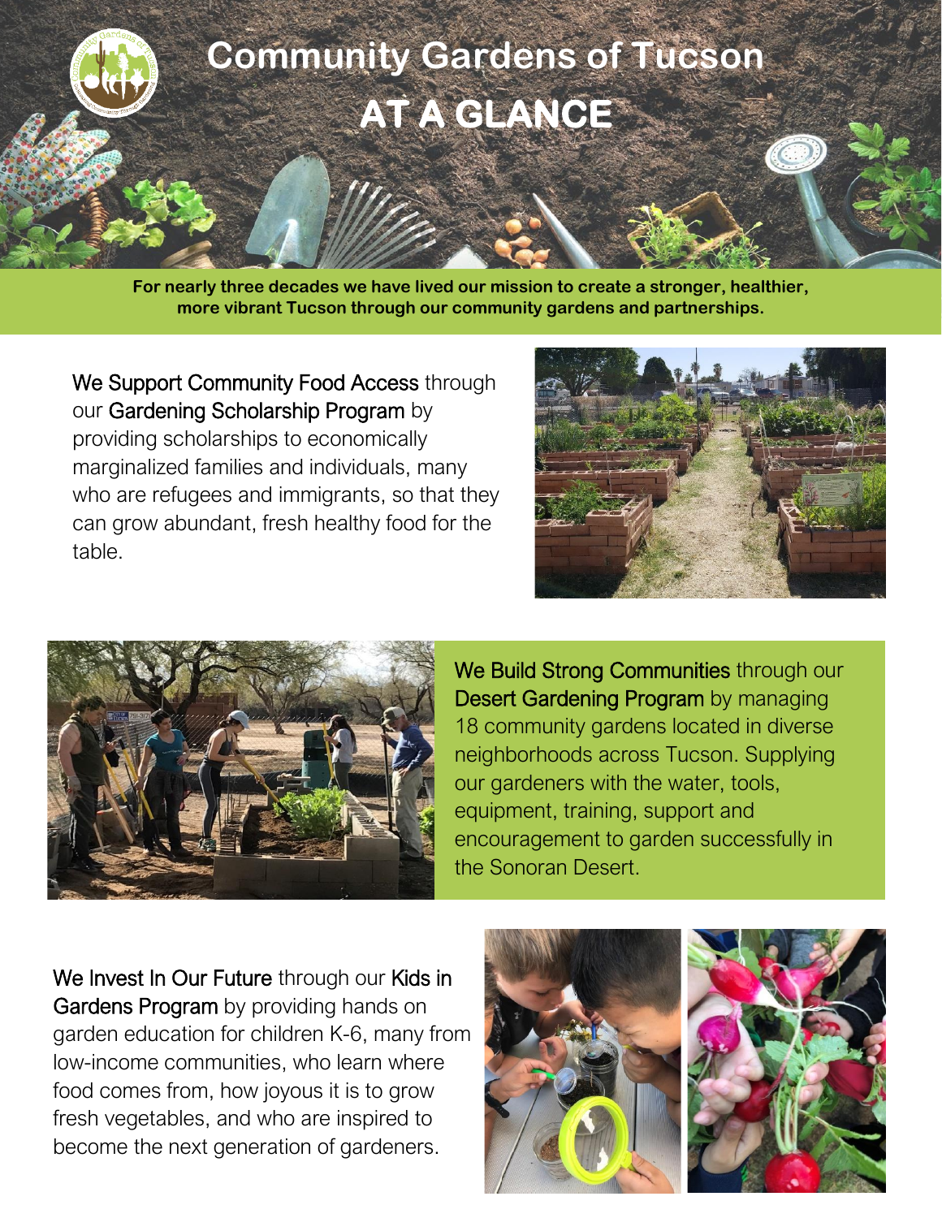# Community Gardens of Tucson

## AT A GLANCE

**For nearly three decades we have lived our mission to create a stronger, healthier, more vibrant Tucson through our community gardens and partnerships.**

We Support Community Food Access through our Gardening Scholarship Program by providing scholarships to economically marginalized families and individuals, many who are refugees and immigrants, so that they can grow abundant, fresh healthy food for the table.

We Build Strong Communities through our Desert Gardening Program by managing 18 community gardens located in diverse neighborhoods across Tucson. Supplying our gardeners with the water, tools, equipment, training, support and encouragement to garden successfully in the Sonoran Desert.

We Invest In Our Future through our Kids in Gardens Program by providing hands on garden education for children K-6, many from low-income communities, who learn where food comes from, how joyous it is to grow fresh vegetables, and who are inspired to become the next generation of gardeners.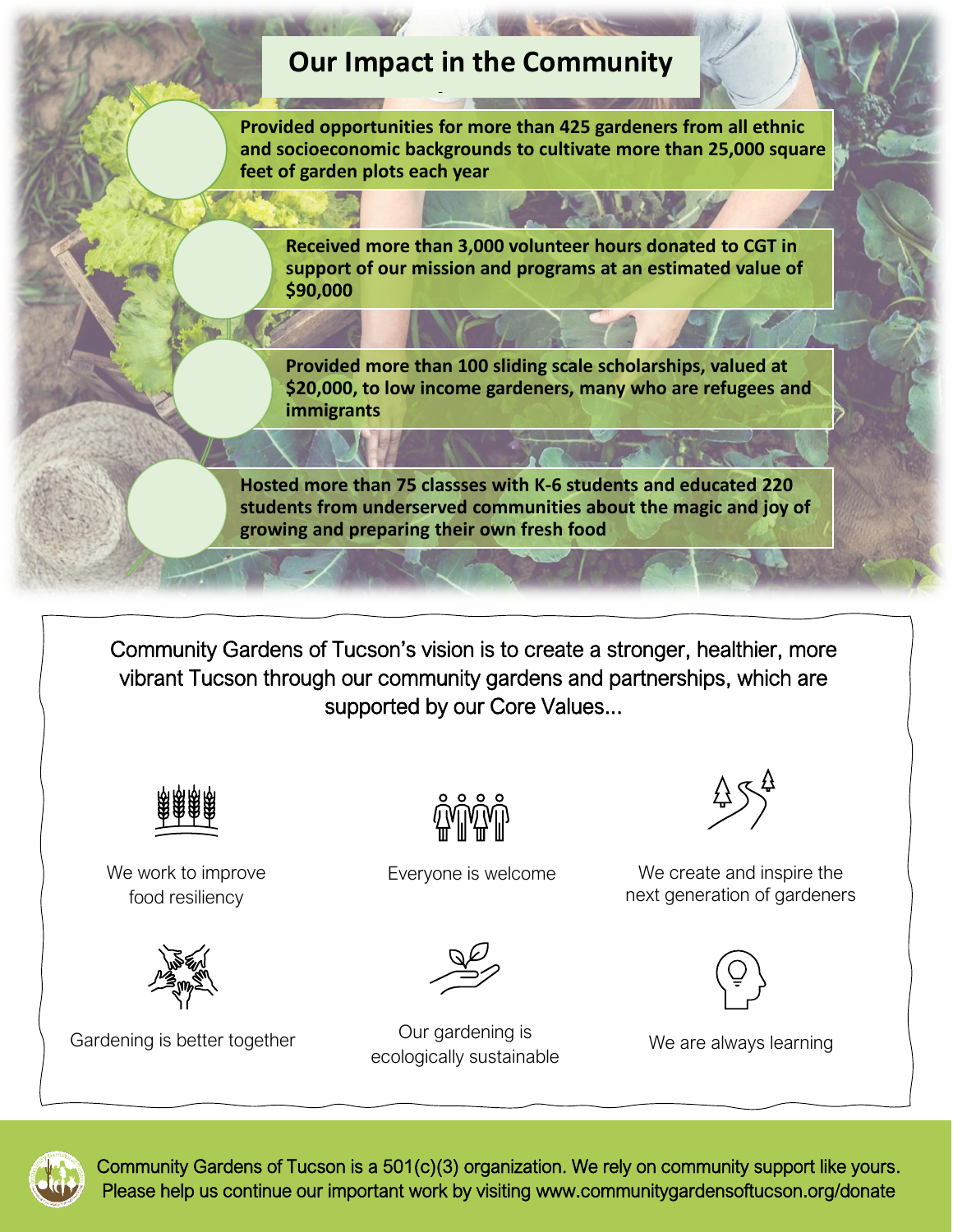## Our Impact in the Community

- **Provided opportunities for more than 425 gardeners from all ethnic and socioeconomic backgrounds to cultivate more than 25,000 square feet of garden plots each year**
- **Received more than 3,000 volunteer hours donated to CGT in support of our mission and programs at an estimated value of $90,000**
- **Provided more than 100 sliding scale scholarships, valued at $20,000, to low income gardeners, many who are refugees and immigrants**
- **Hosted more than 75 classses with K-6 students and educated 220 students from underserved communities about the magic and joy of growing and preparing their own fresh food**

Community Gardens of Tucson's vision is to create a stronger, healthier, more vibrant Tucson through our community gardens and partnerships, which are supported by our Core Values...

- We work to improve food resiliency
- Everyone is welcome
- We create and inspire the next generation of gardeners
- Gardening is better together
- Our gardening is ecologically sustainable
- We are always learning

Community Gardens of Tucson is a 501(c)(3) organization. We rely on community support like yours. Please help us continue our important work by visiting www.communitygardensoftucson.org/donate